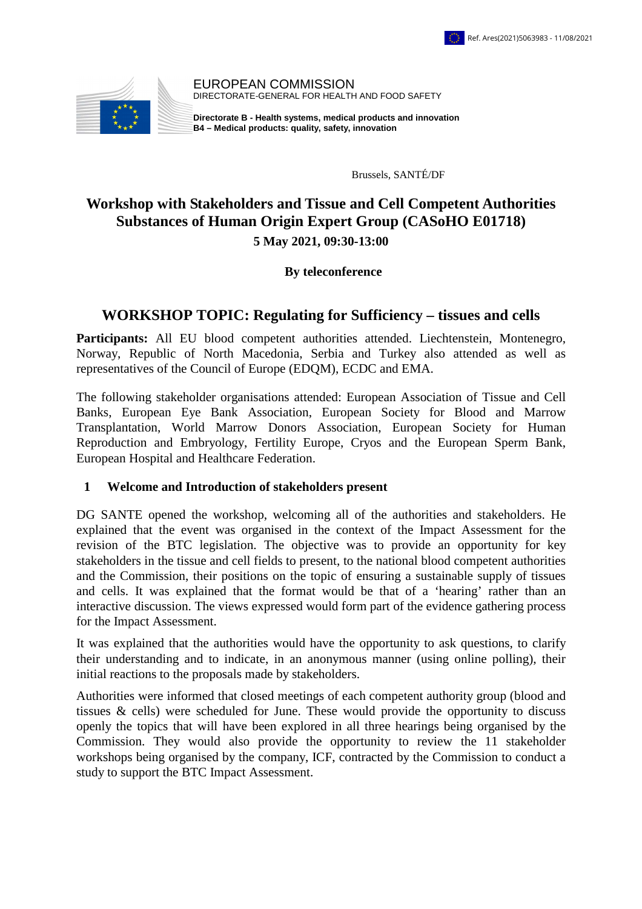Ref. Ares(2021)5063983 - 11/08/2021

EUROPEAN COMMISSION
DIRECTORATE-GENERAL FOR HEALTH AND FOOD SAFETY

**Directorate B - Health systems, medical products and innovation**
**B4 – Medical products: quality, safety, innovation**

Brussels, SANTÉ/DF

# Workshop with Stakeholders and Tissue and Cell Competent Authorities Substances of Human Origin Expert Group (CASoHO E01718)

**5 May 2021, 09:30-13:00**

**By teleconference**

## WORKSHOP TOPIC: Regulating for Sufficiency – tissues and cells

**Participants:** All EU blood competent authorities attended. Liechtenstein, Montenegro, Norway, Republic of North Macedonia, Serbia and Turkey also attended as well as representatives of the Council of Europe (EDQM), ECDC and EMA.

The following stakeholder organisations attended: European Association of Tissue and Cell Banks, European Eye Bank Association, European Society for Blood and Marrow Transplantation, World Marrow Donors Association, European Society for Human Reproduction and Embryology, Fertility Europe, Cryos and the European Sperm Bank, European Hospital and Healthcare Federation.

### 1 Welcome and Introduction of stakeholders present

DG SANTE opened the workshop, welcoming all of the authorities and stakeholders. He explained that the event was organised in the context of the Impact Assessment for the revision of the BTC legislation. The objective was to provide an opportunity for key stakeholders in the tissue and cell fields to present, to the national blood competent authorities and the Commission, their positions on the topic of ensuring a sustainable supply of tissues and cells. It was explained that the format would be that of a 'hearing' rather than an interactive discussion. The views expressed would form part of the evidence gathering process for the Impact Assessment.

It was explained that the authorities would have the opportunity to ask questions, to clarify their understanding and to indicate, in an anonymous manner (using online polling), their initial reactions to the proposals made by stakeholders.

Authorities were informed that closed meetings of each competent authority group (blood and tissues & cells) were scheduled for June. These would provide the opportunity to discuss openly the topics that will have been explored in all three hearings being organised by the Commission. They would also provide the opportunity to review the 11 stakeholder workshops being organised by the company, ICF, contracted by the Commission to conduct a study to support the BTC Impact Assessment.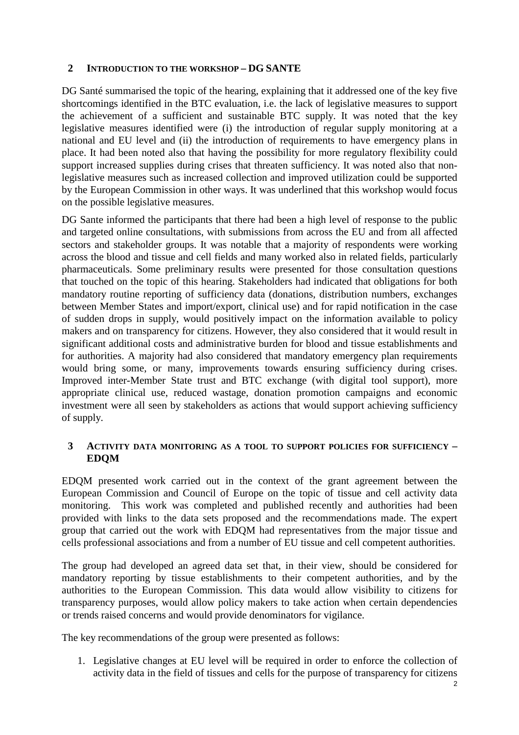## 2 INTRODUCTION TO THE WORKSHOP – DG SANTE

DG Santé summarised the topic of the hearing, explaining that it addressed one of the key five shortcomings identified in the BTC evaluation, i.e. the lack of legislative measures to support the achievement of a sufficient and sustainable BTC supply. It was noted that the key legislative measures identified were (i) the introduction of regular supply monitoring at a national and EU level and (ii) the introduction of requirements to have emergency plans in place. It had been noted also that having the possibility for more regulatory flexibility could support increased supplies during crises that threaten sufficiency. It was noted also that non-legislative measures such as increased collection and improved utilization could be supported by the European Commission in other ways. It was underlined that this workshop would focus on the possible legislative measures.

DG Sante informed the participants that there had been a high level of response to the public and targeted online consultations, with submissions from across the EU and from all affected sectors and stakeholder groups. It was notable that a majority of respondents were working across the blood and tissue and cell fields and many worked also in related fields, particularly pharmaceuticals. Some preliminary results were presented for those consultation questions that touched on the topic of this hearing. Stakeholders had indicated that obligations for both mandatory routine reporting of sufficiency data (donations, distribution numbers, exchanges between Member States and import/export, clinical use) and for rapid notification in the case of sudden drops in supply, would positively impact on the information available to policy makers and on transparency for citizens. However, they also considered that it would result in significant additional costs and administrative burden for blood and tissue establishments and for authorities. A majority had also considered that mandatory emergency plan requirements would bring some, or many, improvements towards ensuring sufficiency during crises. Improved inter-Member State trust and BTC exchange (with digital tool support), more appropriate clinical use, reduced wastage, donation promotion campaigns and economic investment were all seen by stakeholders as actions that would support achieving sufficiency of supply.

## 3 ACTIVITY DATA MONITORING AS A TOOL TO SUPPORT POLICIES FOR SUFFICIENCY – EDQM

EDQM presented work carried out in the context of the grant agreement between the European Commission and Council of Europe on the topic of tissue and cell activity data monitoring. This work was completed and published recently and authorities had been provided with links to the data sets proposed and the recommendations made. The expert group that carried out the work with EDQM had representatives from the major tissue and cells professional associations and from a number of EU tissue and cell competent authorities.

The group had developed an agreed data set that, in their view, should be considered for mandatory reporting by tissue establishments to their competent authorities, and by the authorities to the European Commission. This data would allow visibility to citizens for transparency purposes, would allow policy makers to take action when certain dependencies or trends raised concerns and would provide denominators for vigilance.

The key recommendations of the group were presented as follows:

1. Legislative changes at EU level will be required in order to enforce the collection of activity data in the field of tissues and cells for the purpose of transparency for citizens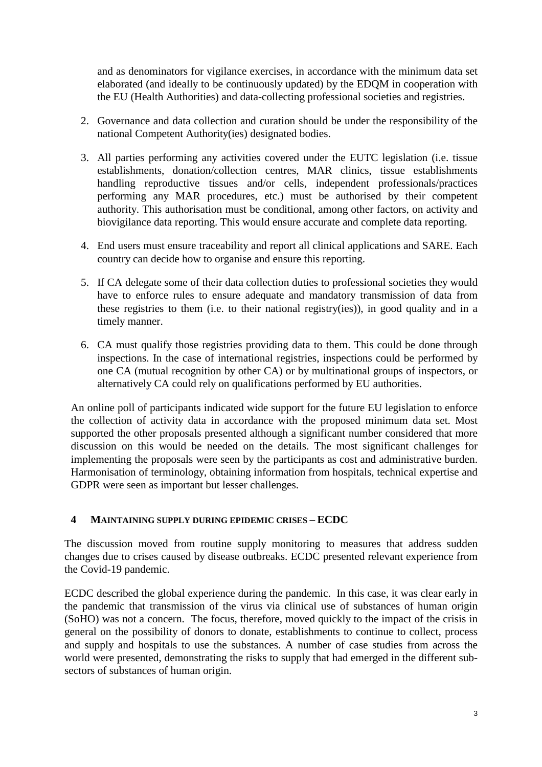and as denominators for vigilance exercises, in accordance with the minimum data set elaborated (and ideally to be continuously updated) by the EDQM in cooperation with the EU (Health Authorities) and data-collecting professional societies and registries.

2. Governance and data collection and curation should be under the responsibility of the national Competent Authority(ies) designated bodies.

3. All parties performing any activities covered under the EUTC legislation (i.e. tissue establishments, donation/collection centres, MAR clinics, tissue establishments handling reproductive tissues and/or cells, independent professionals/practices performing any MAR procedures, etc.) must be authorised by their competent authority. This authorisation must be conditional, among other factors, on activity and biovigilance data reporting. This would ensure accurate and complete data reporting.

4. End users must ensure traceability and report all clinical applications and SARE. Each country can decide how to organise and ensure this reporting.

5. If CA delegate some of their data collection duties to professional societies they would have to enforce rules to ensure adequate and mandatory transmission of data from these registries to them (i.e. to their national registry(ies)), in good quality and in a timely manner.

6. CA must qualify those registries providing data to them. This could be done through inspections. In the case of international registries, inspections could be performed by one CA (mutual recognition by other CA) or by multinational groups of inspectors, or alternatively CA could rely on qualifications performed by EU authorities.

An online poll of participants indicated wide support for the future EU legislation to enforce the collection of activity data in accordance with the proposed minimum data set. Most supported the other proposals presented although a significant number considered that more discussion on this would be needed on the details. The most significant challenges for implementing the proposals were seen by the participants as cost and administrative burden. Harmonisation of terminology, obtaining information from hospitals, technical expertise and GDPR were seen as important but lesser challenges.

## 4 MAINTAINING SUPPLY DURING EPIDEMIC CRISES – ECDC

The discussion moved from routine supply monitoring to measures that address sudden changes due to crises caused by disease outbreaks. ECDC presented relevant experience from the Covid-19 pandemic.

ECDC described the global experience during the pandemic. In this case, it was clear early in the pandemic that transmission of the virus via clinical use of substances of human origin (SoHO) was not a concern. The focus, therefore, moved quickly to the impact of the crisis in general on the possibility of donors to donate, establishments to continue to collect, process and supply and hospitals to use the substances. A number of case studies from across the world were presented, demonstrating the risks to supply that had emerged in the different sub-sectors of substances of human origin.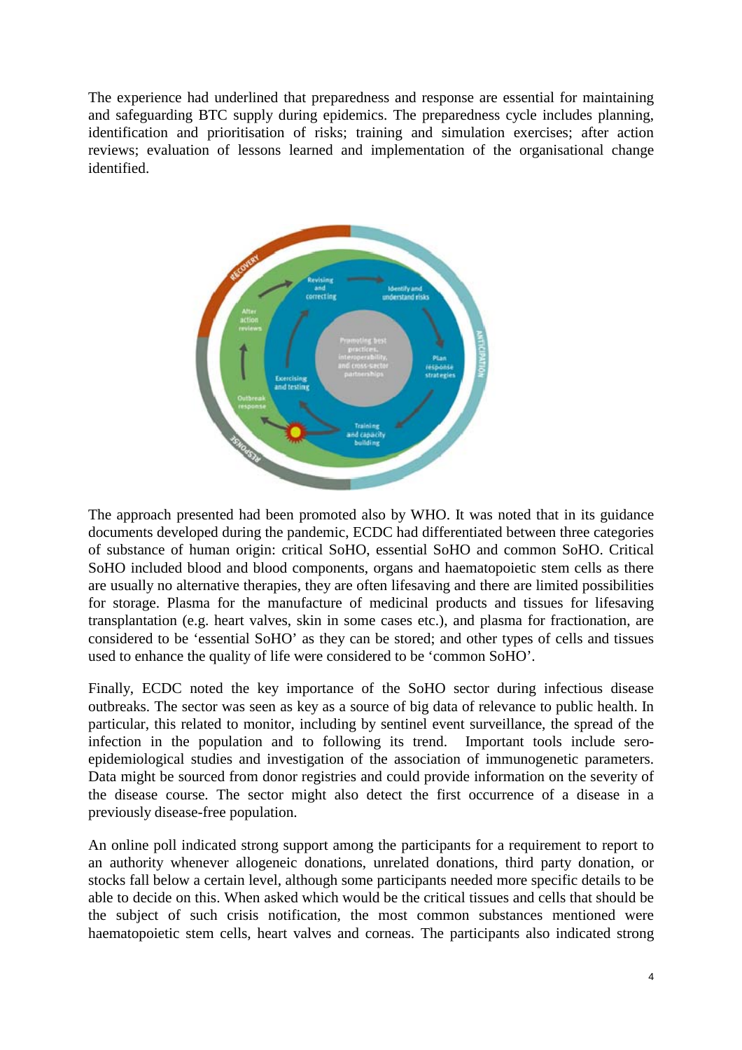The experience had underlined that preparedness and response are essential for maintaining and safeguarding BTC supply during epidemics. The preparedness cycle includes planning, identification and prioritisation of risks; training and simulation exercises; after action reviews; evaluation of lessons learned and implementation of the organisational change identified.

The approach presented had been promoted also by WHO. It was noted that in its guidance documents developed during the pandemic, ECDC had differentiated between three categories of substance of human origin: critical SoHO, essential SoHO and common SoHO. Critical SoHO included blood and blood components, organs and haematopoietic stem cells as there are usually no alternative therapies, they are often lifesaving and there are limited possibilities for storage. Plasma for the manufacture of medicinal products and tissues for lifesaving transplantation (e.g. heart valves, skin in some cases etc.), and plasma for fractionation, are considered to be 'essential SoHO' as they can be stored; and other types of cells and tissues used to enhance the quality of life were considered to be 'common SoHO'.

Finally, ECDC noted the key importance of the SoHO sector during infectious disease outbreaks. The sector was seen as key as a source of big data of relevance to public health. In particular, this related to monitor, including by sentinel event surveillance, the spread of the infection in the population and to following its trend. Important tools include sero-epidemiological studies and investigation of the association of immunogenetic parameters. Data might be sourced from donor registries and could provide information on the severity of the disease course. The sector might also detect the first occurrence of a disease in a previously disease-free population.

An online poll indicated strong support among the participants for a requirement to report to an authority whenever allogeneic donations, unrelated donations, third party donation, or stocks fall below a certain level, although some participants needed more specific details to be able to decide on this. When asked which would be the critical tissues and cells that should be the subject of such crisis notification, the most common substances mentioned were haematopoietic stem cells, heart valves and corneas. The participants also indicated strong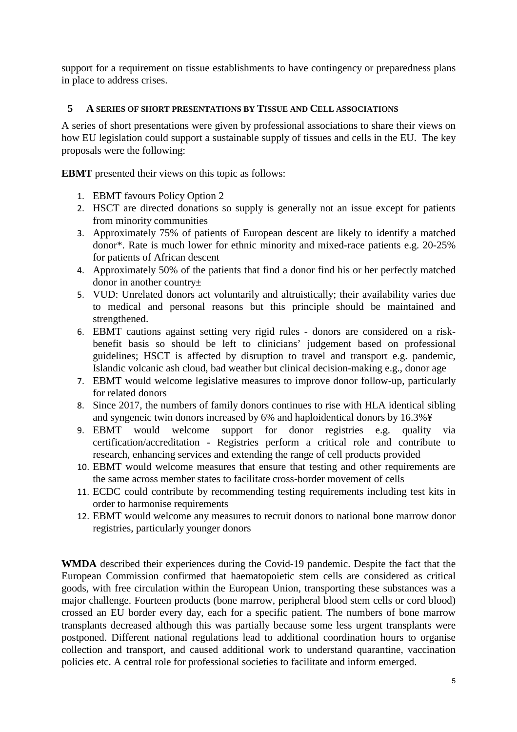support for a requirement on tissue establishments to have contingency or preparedness plans in place to address crises.

## 5 A series of short presentations by Tissue and Cell associations

A series of short presentations were given by professional associations to share their views on how EU legislation could support a sustainable supply of tissues and cells in the EU. The key proposals were the following:

**EBMT** presented their views on this topic as follows:

1. EBMT favours Policy Option 2
2. HSCT are directed donations so supply is generally not an issue except for patients from minority communities
3. Approximately 75% of patients of European descent are likely to identify a matched donor*. Rate is much lower for ethnic minority and mixed-race patients e.g. 20-25% for patients of African descent
4. Approximately 50% of the patients that find a donor find his or her perfectly matched donor in another country±
5. VUD: Unrelated donors act voluntarily and altruistically; their availability varies due to medical and personal reasons but this principle should be maintained and strengthened.
6. EBMT cautions against setting very rigid rules - donors are considered on a risk-benefit basis so should be left to clinicians' judgement based on professional guidelines; HSCT is affected by disruption to travel and transport e.g. pandemic, Islandic volcanic ash cloud, bad weather but clinical decision-making e.g., donor age
7. EBMT would welcome legislative measures to improve donor follow-up, particularly for related donors
8. Since 2017, the numbers of family donors continues to rise with HLA identical sibling and syngeneic twin donors increased by 6% and haploidentical donors by 16.3%¥
9. EBMT would welcome support for donor registries e.g. quality via certification/accreditation - Registries perform a critical role and contribute to research, enhancing services and extending the range of cell products provided
10. EBMT would welcome measures that ensure that testing and other requirements are the same across member states to facilitate cross-border movement of cells
11. ECDC could contribute by recommending testing requirements including test kits in order to harmonise requirements
12. EBMT would welcome any measures to recruit donors to national bone marrow donor registries, particularly younger donors

**WMDA** described their experiences during the Covid-19 pandemic. Despite the fact that the European Commission confirmed that haematopoietic stem cells are considered as critical goods, with free circulation within the European Union, transporting these substances was a major challenge. Fourteen products (bone marrow, peripheral blood stem cells or cord blood) crossed an EU border every day, each for a specific patient. The numbers of bone marrow transplants decreased although this was partially because some less urgent transplants were postponed. Different national regulations lead to additional coordination hours to organise collection and transport, and caused additional work to understand quarantine, vaccination policies etc. A central role for professional societies to facilitate and inform emerged.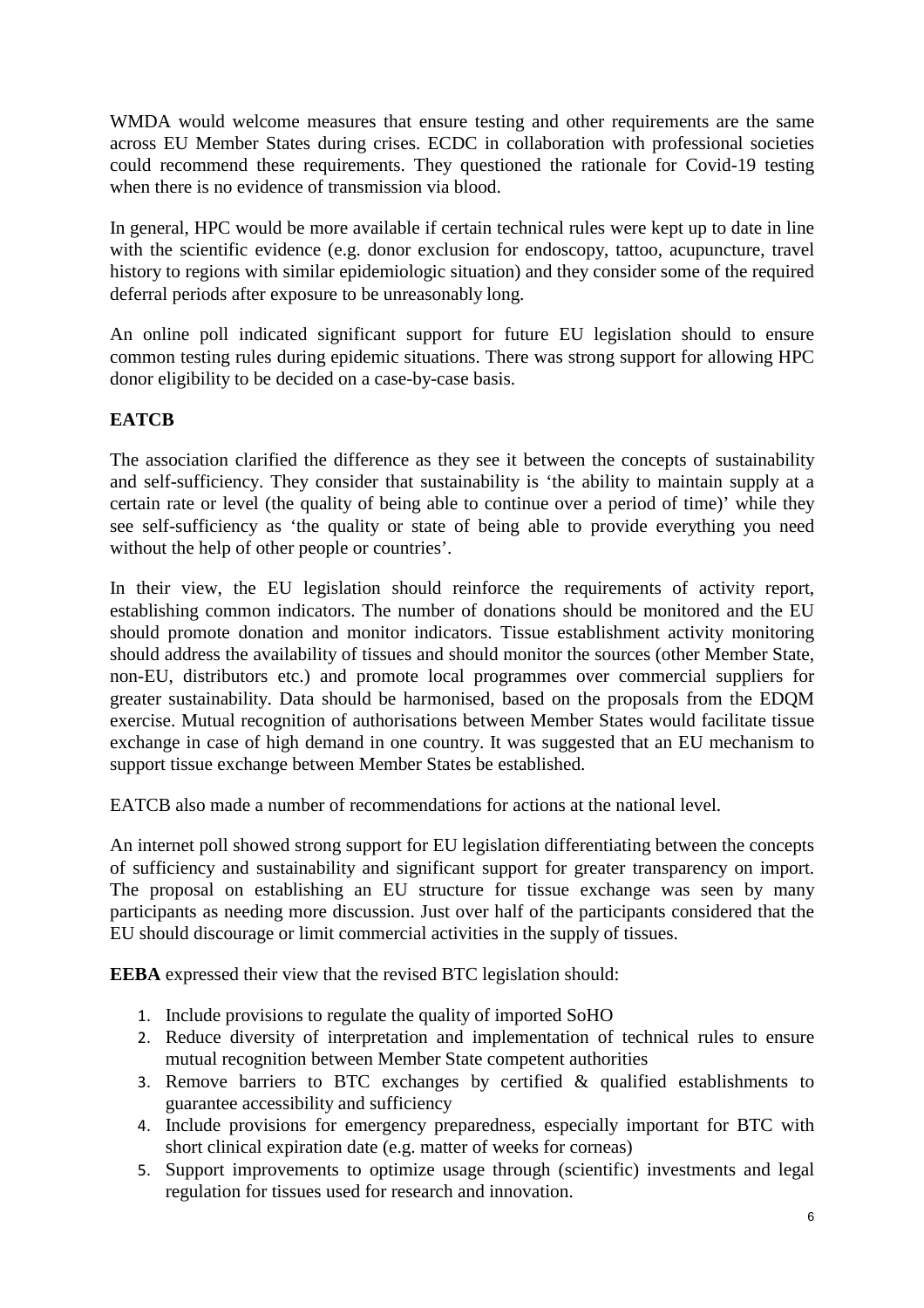WMDA would welcome measures that ensure testing and other requirements are the same across EU Member States during crises. ECDC in collaboration with professional societies could recommend these requirements. They questioned the rationale for Covid-19 testing when there is no evidence of transmission via blood.

In general, HPC would be more available if certain technical rules were kept up to date in line with the scientific evidence (e.g. donor exclusion for endoscopy, tattoo, acupuncture, travel history to regions with similar epidemiologic situation) and they consider some of the required deferral periods after exposure to be unreasonably long.

An online poll indicated significant support for future EU legislation should to ensure common testing rules during epidemic situations. There was strong support for allowing HPC donor eligibility to be decided on a case-by-case basis.

**EATCB**

The association clarified the difference as they see it between the concepts of sustainability and self-sufficiency. They consider that sustainability is 'the ability to maintain supply at a certain rate or level (the quality of being able to continue over a period of time)' while they see self-sufficiency as 'the quality or state of being able to provide everything you need without the help of other people or countries'.

In their view, the EU legislation should reinforce the requirements of activity report, establishing common indicators. The number of donations should be monitored and the EU should promote donation and monitor indicators. Tissue establishment activity monitoring should address the availability of tissues and should monitor the sources (other Member State, non-EU, distributors etc.) and promote local programmes over commercial suppliers for greater sustainability. Data should be harmonised, based on the proposals from the EDQM exercise. Mutual recognition of authorisations between Member States would facilitate tissue exchange in case of high demand in one country. It was suggested that an EU mechanism to support tissue exchange between Member States be established.

EATCB also made a number of recommendations for actions at the national level.

An internet poll showed strong support for EU legislation differentiating between the concepts of sufficiency and sustainability and significant support for greater transparency on import. The proposal on establishing an EU structure for tissue exchange was seen by many participants as needing more discussion. Just over half of the participants considered that the EU should discourage or limit commercial activities in the supply of tissues.

**EEBA** expressed their view that the revised BTC legislation should:

1. Include provisions to regulate the quality of imported SoHO
2. Reduce diversity of interpretation and implementation of technical rules to ensure mutual recognition between Member State competent authorities
3. Remove barriers to BTC exchanges by certified & qualified establishments to guarantee accessibility and sufficiency
4. Include provisions for emergency preparedness, especially important for BTC with short clinical expiration date (e.g. matter of weeks for corneas)
5. Support improvements to optimize usage through (scientific) investments and legal regulation for tissues used for research and innovation.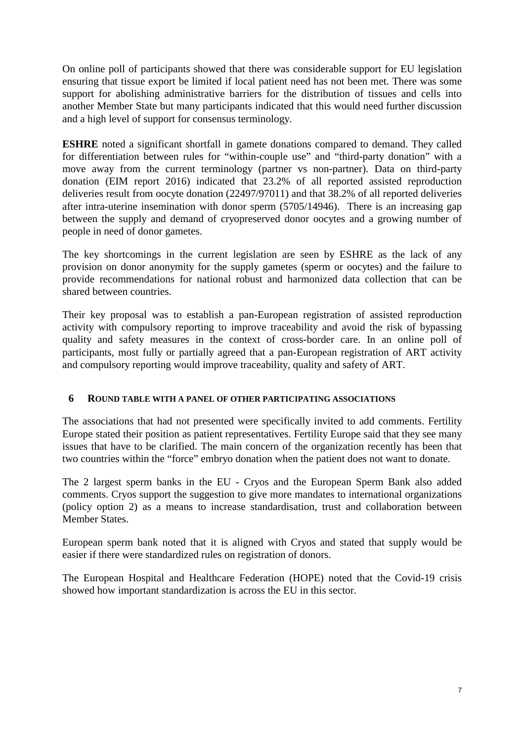On online poll of participants showed that there was considerable support for EU legislation ensuring that tissue export be limited if local patient need has not been met. There was some support for abolishing administrative barriers for the distribution of tissues and cells into another Member State but many participants indicated that this would need further discussion and a high level of support for consensus terminology.

**ESHRE** noted a significant shortfall in gamete donations compared to demand. They called for differentiation between rules for "within-couple use" and "third-party donation" with a move away from the current terminology (partner vs non-partner). Data on third-party donation (EIM report 2016) indicated that 23.2% of all reported assisted reproduction deliveries result from oocyte donation (22497/97011) and that 38.2% of all reported deliveries after intra-uterine insemination with donor sperm (5705/14946). There is an increasing gap between the supply and demand of cryopreserved donor oocytes and a growing number of people in need of donor gametes.

The key shortcomings in the current legislation are seen by ESHRE as the lack of any provision on donor anonymity for the supply gametes (sperm or oocytes) and the failure to provide recommendations for national robust and harmonized data collection that can be shared between countries.

Their key proposal was to establish a pan-European registration of assisted reproduction activity with compulsory reporting to improve traceability and avoid the risk of bypassing quality and safety measures in the context of cross-border care. In an online poll of participants, most fully or partially agreed that a pan-European registration of ART activity and compulsory reporting would improve traceability, quality and safety of ART.

## 6 ROUND TABLE WITH A PANEL OF OTHER PARTICIPATING ASSOCIATIONS

The associations that had not presented were specifically invited to add comments. Fertility Europe stated their position as patient representatives. Fertility Europe said that they see many issues that have to be clarified. The main concern of the organization recently has been that two countries within the "force" embryo donation when the patient does not want to donate.

The 2 largest sperm banks in the EU - Cryos and the European Sperm Bank also added comments. Cryos support the suggestion to give more mandates to international organizations (policy option 2) as a means to increase standardisation, trust and collaboration between Member States.

European sperm bank noted that it is aligned with Cryos and stated that supply would be easier if there were standardized rules on registration of donors.

The European Hospital and Healthcare Federation (HOPE) noted that the Covid-19 crisis showed how important standardization is across the EU in this sector.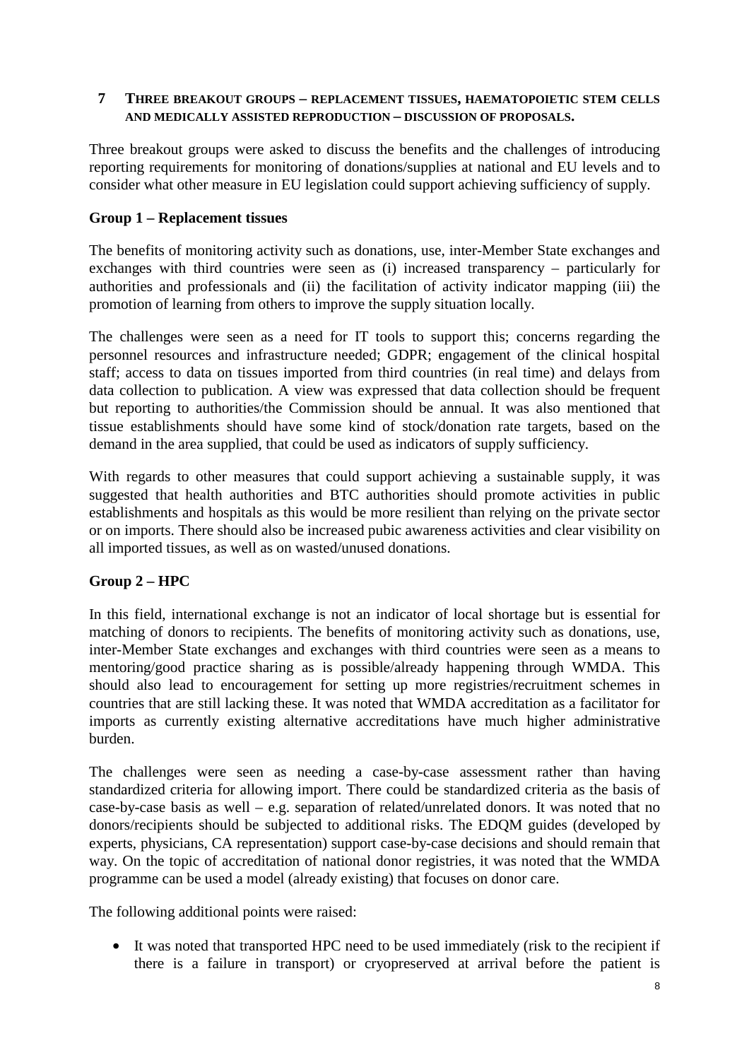## 7 Three breakout groups – replacement tissues, haematopoietic stem cells and medically assisted reproduction – discussion of proposals.

Three breakout groups were asked to discuss the benefits and the challenges of introducing reporting requirements for monitoring of donations/supplies at national and EU levels and to consider what other measure in EU legislation could support achieving sufficiency of supply.

**Group 1 – Replacement tissues**

The benefits of monitoring activity such as donations, use, inter-Member State exchanges and exchanges with third countries were seen as (i) increased transparency – particularly for authorities and professionals and (ii) the facilitation of activity indicator mapping (iii) the promotion of learning from others to improve the supply situation locally.

The challenges were seen as a need for IT tools to support this; concerns regarding the personnel resources and infrastructure needed; GDPR; engagement of the clinical hospital staff; access to data on tissues imported from third countries (in real time) and delays from data collection to publication. A view was expressed that data collection should be frequent but reporting to authorities/the Commission should be annual. It was also mentioned that tissue establishments should have some kind of stock/donation rate targets, based on the demand in the area supplied, that could be used as indicators of supply sufficiency.

With regards to other measures that could support achieving a sustainable supply, it was suggested that health authorities and BTC authorities should promote activities in public establishments and hospitals as this would be more resilient than relying on the private sector or on imports. There should also be increased pubic awareness activities and clear visibility on all imported tissues, as well as on wasted/unused donations.

**Group 2 – HPC**

In this field, international exchange is not an indicator of local shortage but is essential for matching of donors to recipients. The benefits of monitoring activity such as donations, use, inter-Member State exchanges and exchanges with third countries were seen as a means to mentoring/good practice sharing as is possible/already happening through WMDA. This should also lead to encouragement for setting up more registries/recruitment schemes in countries that are still lacking these. It was noted that WMDA accreditation as a facilitator for imports as currently existing alternative accreditations have much higher administrative burden.

The challenges were seen as needing a case-by-case assessment rather than having standardized criteria for allowing import. There could be standardized criteria as the basis of case-by-case basis as well – e.g. separation of related/unrelated donors. It was noted that no donors/recipients should be subjected to additional risks. The EDQM guides (developed by experts, physicians, CA representation) support case-by-case decisions and should remain that way. On the topic of accreditation of national donor registries, it was noted that the WMDA programme can be used a model (already existing) that focuses on donor care.

The following additional points were raised:

- It was noted that transported HPC need to be used immediately (risk to the recipient if there is a failure in transport) or cryopreserved at arrival before the patient is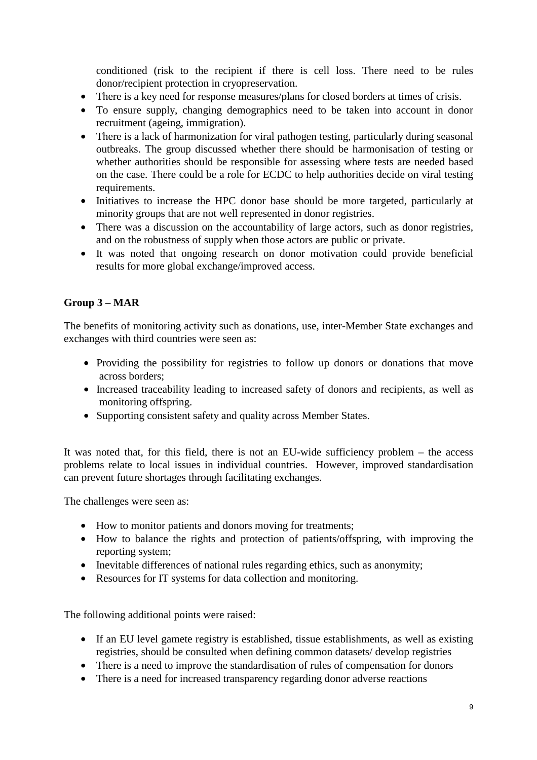conditioned (risk to the recipient if there is cell loss. There need to be rules donor/recipient protection in cryopreservation.

- There is a key need for response measures/plans for closed borders at times of crisis.
- To ensure supply, changing demographics need to be taken into account in donor recruitment (ageing, immigration).
- There is a lack of harmonization for viral pathogen testing, particularly during seasonal outbreaks. The group discussed whether there should be harmonisation of testing or whether authorities should be responsible for assessing where tests are needed based on the case. There could be a role for ECDC to help authorities decide on viral testing requirements.
- Initiatives to increase the HPC donor base should be more targeted, particularly at minority groups that are not well represented in donor registries.
- There was a discussion on the accountability of large actors, such as donor registries, and on the robustness of supply when those actors are public or private.
- It was noted that ongoing research on donor motivation could provide beneficial results for more global exchange/improved access.

**Group 3 – MAR**

The benefits of monitoring activity such as donations, use, inter-Member State exchanges and exchanges with third countries were seen as:

- Providing the possibility for registries to follow up donors or donations that move across borders;
- Increased traceability leading to increased safety of donors and recipients, as well as monitoring offspring.
- Supporting consistent safety and quality across Member States.

It was noted that, for this field, there is not an EU-wide sufficiency problem – the access problems relate to local issues in individual countries. However, improved standardisation can prevent future shortages through facilitating exchanges.

The challenges were seen as:

- How to monitor patients and donors moving for treatments;
- How to balance the rights and protection of patients/offspring, with improving the reporting system;
- Inevitable differences of national rules regarding ethics, such as anonymity;
- Resources for IT systems for data collection and monitoring.

The following additional points were raised:

- If an EU level gamete registry is established, tissue establishments, as well as existing registries, should be consulted when defining common datasets/ develop registries
- There is a need to improve the standardisation of rules of compensation for donors
- There is a need for increased transparency regarding donor adverse reactions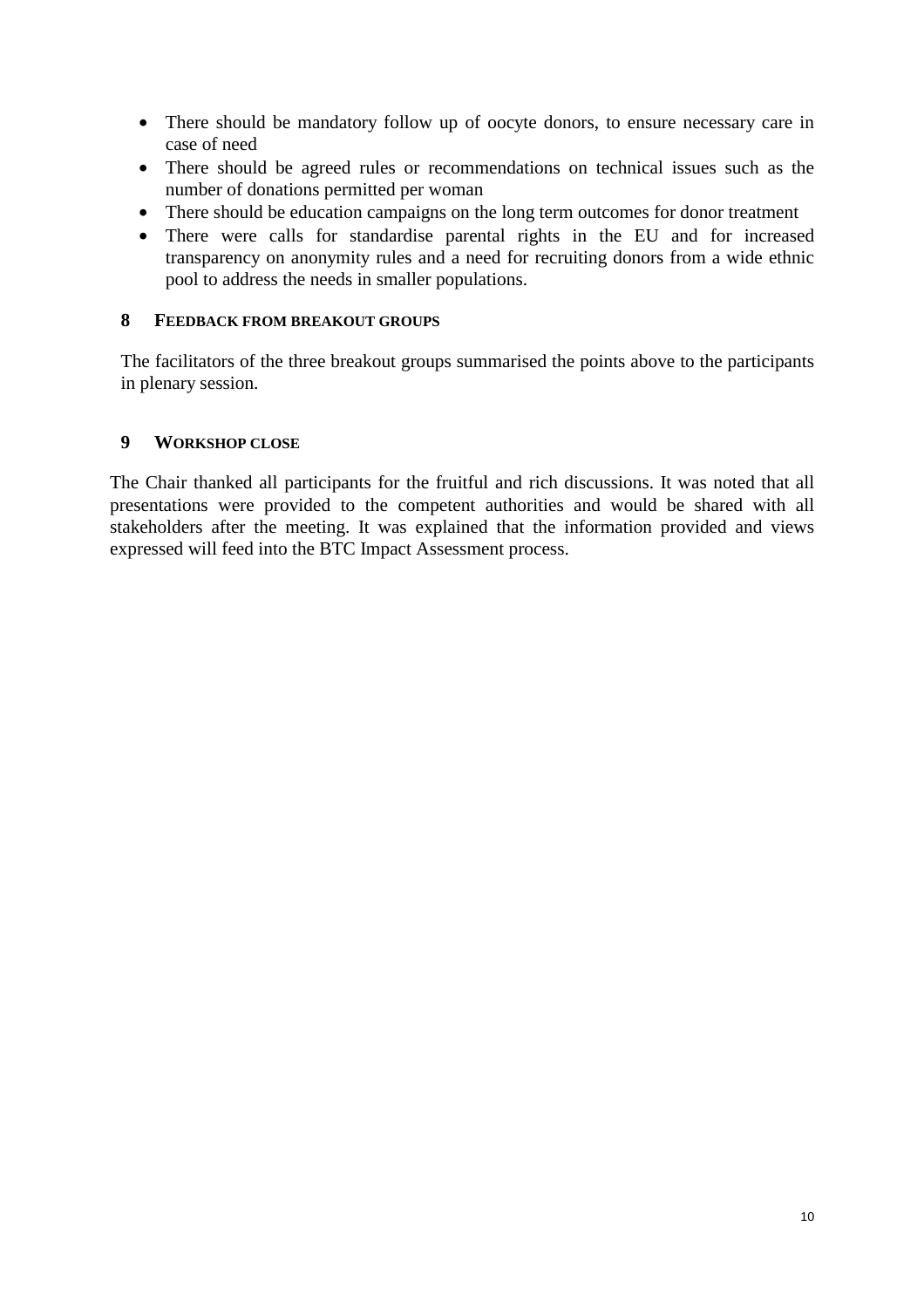- There should be mandatory follow up of oocyte donors, to ensure necessary care in case of need
- There should be agreed rules or recommendations on technical issues such as the number of donations permitted per woman
- There should be education campaigns on the long term outcomes for donor treatment
- There were calls for standardise parental rights in the EU and for increased transparency on anonymity rules and a need for recruiting donors from a wide ethnic pool to address the needs in smaller populations.

## 8 FEEDBACK FROM BREAKOUT GROUPS

The facilitators of the three breakout groups summarised the points above to the participants in plenary session.

## 9 WORKSHOP CLOSE

The Chair thanked all participants for the fruitful and rich discussions. It was noted that all presentations were provided to the competent authorities and would be shared with all stakeholders after the meeting. It was explained that the information provided and views expressed will feed into the BTC Impact Assessment process.